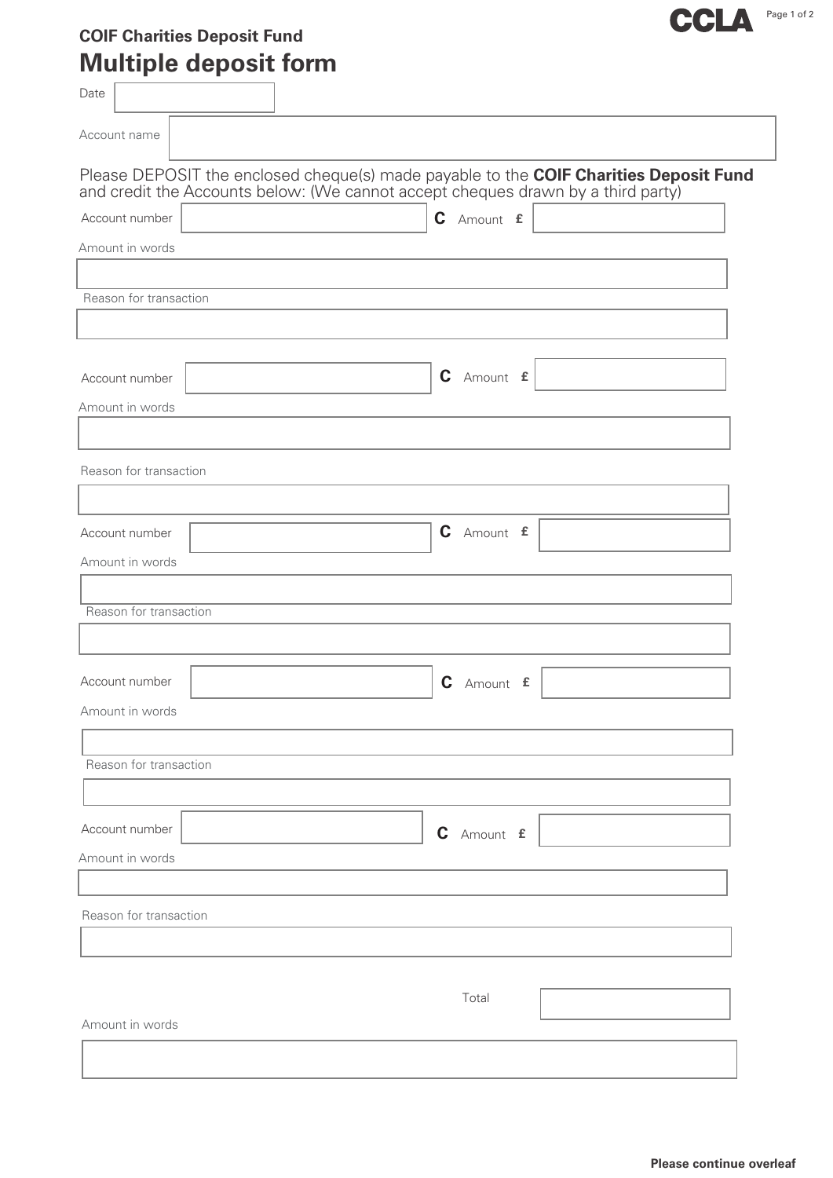CCLA

# COIF Charities Deposit Fund

## Multiple deposit form

Date

Account name

Please DEPOSIT the enclosed cheque(s) made payable to the **COIF Charities Deposit Fund** and credit the Accounts below: (We cannot accept cheques drawn by a third party)

Account number **C** Amount £

Amount in words

Reason for transaction

Account number **C** Amount £

Amount in words

Reason for transaction

Account number **C** Amount £

Amount in words

Reason for transaction

Account number **C** Amount £

Amount in words

Reason for transaction

Account number **C** Amount £

Amount in words

Reason for transaction

Total

Amount in words

**Please continue overleaf**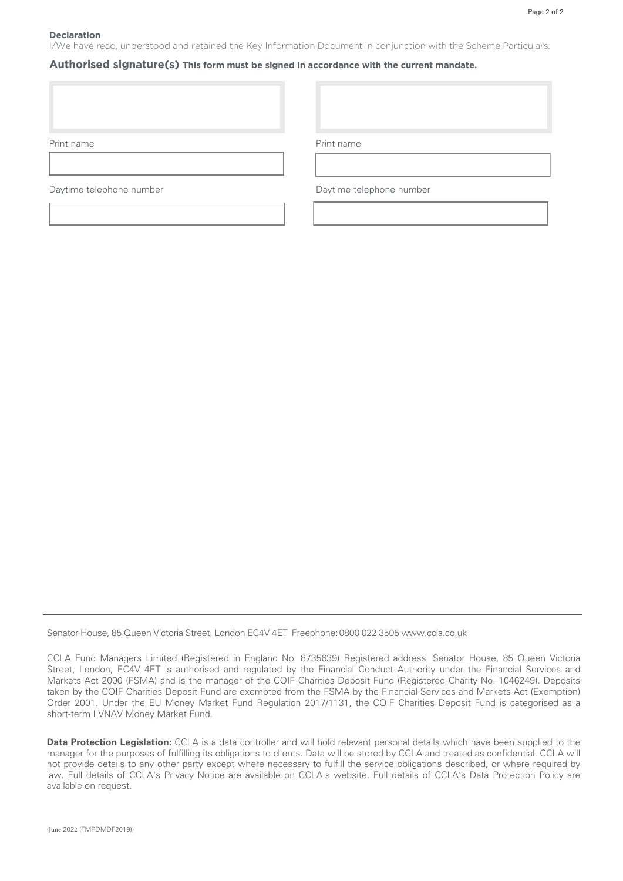**Declaration**

I/We have read, understood and retained the Key Information Document in conjunction with the Scheme Particulars.

## Authorised signature(s) This form must be signed in accordance with the current mandate.

| | |
|---|---|
| | |
| Print name | Print name |
| | |
| Daytime telephone number | Daytime telephone number |
| | |

Senator House, 85 Queen Victoria Street, London EC4V 4ET Freephone: 0800 022 3505 www.ccla.co.uk

CCLA Fund Managers Limited (Registered in England No. 8735639) Registered address: Senator House, 85 Queen Victoria Street, London, EC4V 4ET is authorised and regulated by the Financial Conduct Authority under the Financial Services and Markets Act 2000 (FSMA) and is the manager of the COIF Charities Deposit Fund (Registered Charity No. 1046249). Deposits taken by the COIF Charities Deposit Fund are exempted from the FSMA by the Financial Services and Markets Act (Exemption) Order 2001. Under the EU Money Market Fund Regulation 2017/1131, the COIF Charities Deposit Fund is categorised as a short-term LVNAV Money Market Fund.

**Data Protection Legislation:** CCLA is a data controller and will hold relevant personal details which have been supplied to the manager for the purposes of fulfilling its obligations to clients. Data will be stored by CCLA and treated as confidential. CCLA will not provide details to any other party except where necessary to fulfill the service obligations described, or where required by law. Full details of CCLA's Privacy Notice are available on CCLA's website. Full details of CCLA's Data Protection Policy are available on request.

(June 2022 (FMPDMDF2019))